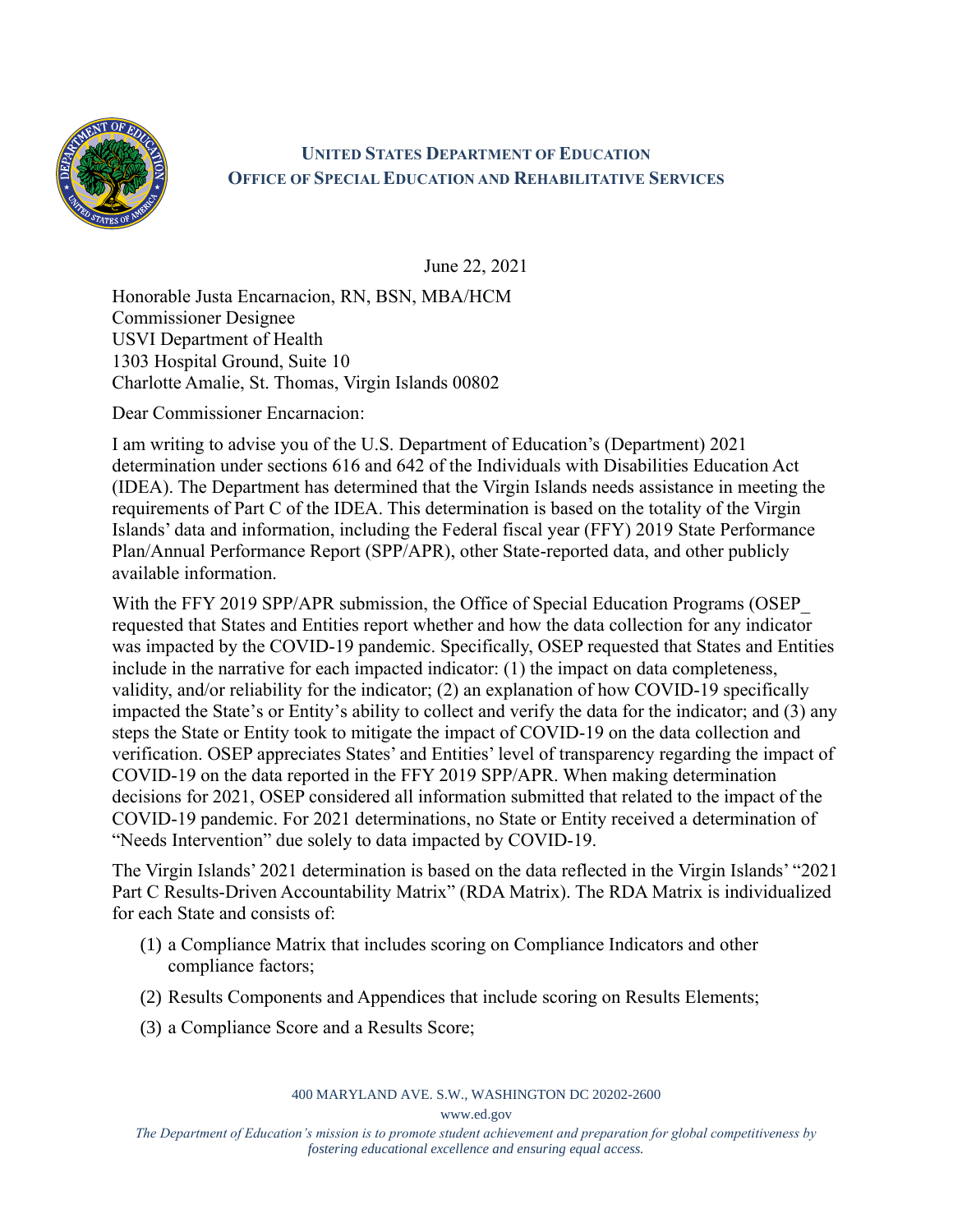**UNITED STATES DEPARTMENT OF EDUCATION**
**OFFICE OF SPECIAL EDUCATION AND REHABILITATIVE SERVICES**

June 22, 2021

Honorable Justa Encarnacion, RN, BSN, MBA/HCM
Commissioner Designee
USVI Department of Health
1303 Hospital Ground, Suite 10
Charlotte Amalie, St. Thomas, Virgin Islands 00802

Dear Commissioner Encarnacion:

I am writing to advise you of the U.S. Department of Education's (Department) 2021 determination under sections 616 and 642 of the Individuals with Disabilities Education Act (IDEA). The Department has determined that the Virgin Islands needs assistance in meeting the requirements of Part C of the IDEA. This determination is based on the totality of the Virgin Islands' data and information, including the Federal fiscal year (FFY) 2019 State Performance Plan/Annual Performance Report (SPP/APR), other State-reported data, and other publicly available information.

With the FFY 2019 SPP/APR submission, the Office of Special Education Programs (OSEP_ requested that States and Entities report whether and how the data collection for any indicator was impacted by the COVID-19 pandemic. Specifically, OSEP requested that States and Entities include in the narrative for each impacted indicator: (1) the impact on data completeness, validity, and/or reliability for the indicator; (2) an explanation of how COVID-19 specifically impacted the State's or Entity's ability to collect and verify the data for the indicator; and (3) any steps the State or Entity took to mitigate the impact of COVID-19 on the data collection and verification. OSEP appreciates States' and Entities' level of transparency regarding the impact of COVID-19 on the data reported in the FFY 2019 SPP/APR. When making determination decisions for 2021, OSEP considered all information submitted that related to the impact of the COVID-19 pandemic. For 2021 determinations, no State or Entity received a determination of "Needs Intervention" due solely to data impacted by COVID-19.

The Virgin Islands' 2021 determination is based on the data reflected in the Virgin Islands' "2021 Part C Results-Driven Accountability Matrix" (RDA Matrix). The RDA Matrix is individualized for each State and consists of:

(1) a Compliance Matrix that includes scoring on Compliance Indicators and other compliance factors;

(2) Results Components and Appendices that include scoring on Results Elements;

(3) a Compliance Score and a Results Score;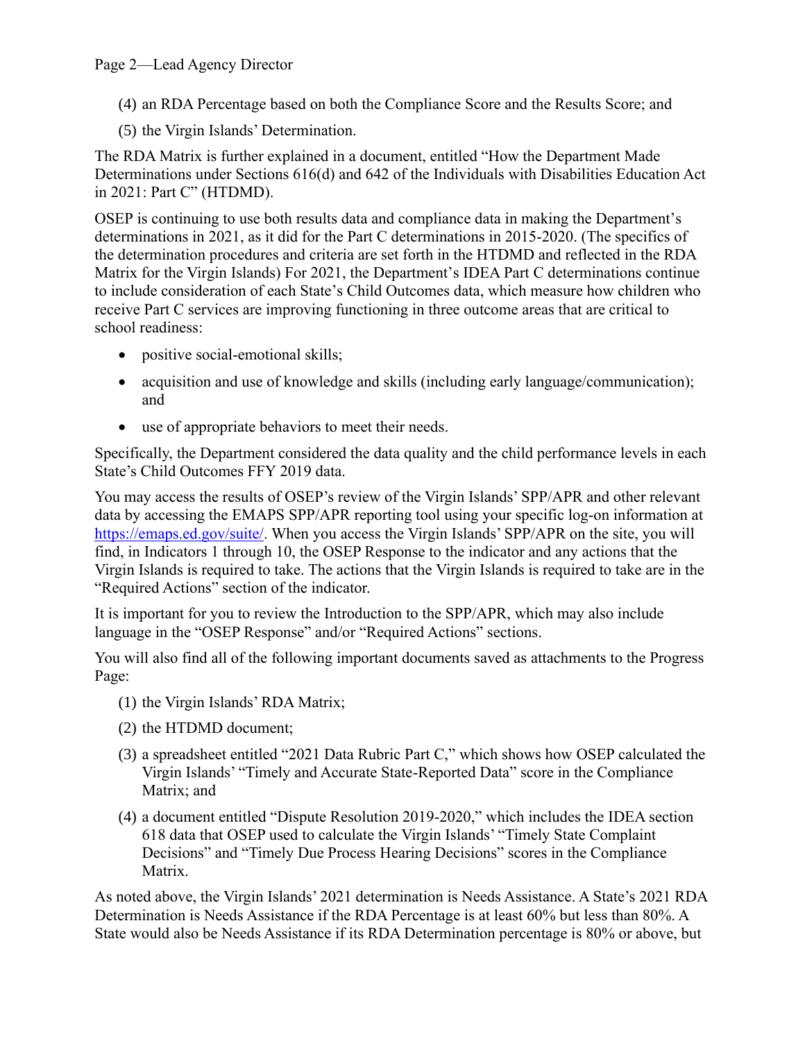(4) an RDA Percentage based on both the Compliance Score and the Results Score; and

(5) the Virgin Islands' Determination.

The RDA Matrix is further explained in a document, entitled "How the Department Made Determinations under Sections 616(d) and 642 of the Individuals with Disabilities Education Act in 2021: Part C" (HTDMD).

OSEP is continuing to use both results data and compliance data in making the Department's determinations in 2021, as it did for the Part C determinations in 2015-2020. (The specifics of the determination procedures and criteria are set forth in the HTDMD and reflected in the RDA Matrix for the Virgin Islands) For 2021, the Department's IDEA Part C determinations continue to include consideration of each State's Child Outcomes data, which measure how children who receive Part C services are improving functioning in three outcome areas that are critical to school readiness:

- positive social-emotional skills;
- acquisition and use of knowledge and skills (including early language/communication); and
- use of appropriate behaviors to meet their needs.

Specifically, the Department considered the data quality and the child performance levels in each State's Child Outcomes FFY 2019 data.

You may access the results of OSEP's review of the Virgin Islands' SPP/APR and other relevant data by accessing the EMAPS SPP/APR reporting tool using your specific log-on information at https://emaps.ed.gov/suite/. When you access the Virgin Islands' SPP/APR on the site, you will find, in Indicators 1 through 10, the OSEP Response to the indicator and any actions that the Virgin Islands is required to take. The actions that the Virgin Islands is required to take are in the "Required Actions" section of the indicator.

It is important for you to review the Introduction to the SPP/APR, which may also include language in the "OSEP Response" and/or "Required Actions" sections.

You will also find all of the following important documents saved as attachments to the Progress Page:

(1) the Virgin Islands' RDA Matrix;

(2) the HTDMD document;

(3) a spreadsheet entitled "2021 Data Rubric Part C," which shows how OSEP calculated the Virgin Islands' "Timely and Accurate State-Reported Data" score in the Compliance Matrix; and

(4) a document entitled "Dispute Resolution 2019-2020," which includes the IDEA section 618 data that OSEP used to calculate the Virgin Islands' "Timely State Complaint Decisions" and "Timely Due Process Hearing Decisions" scores in the Compliance Matrix.

As noted above, the Virgin Islands' 2021 determination is Needs Assistance. A State's 2021 RDA Determination is Needs Assistance if the RDA Percentage is at least 60% but less than 80%. A State would also be Needs Assistance if its RDA Determination percentage is 80% or above, but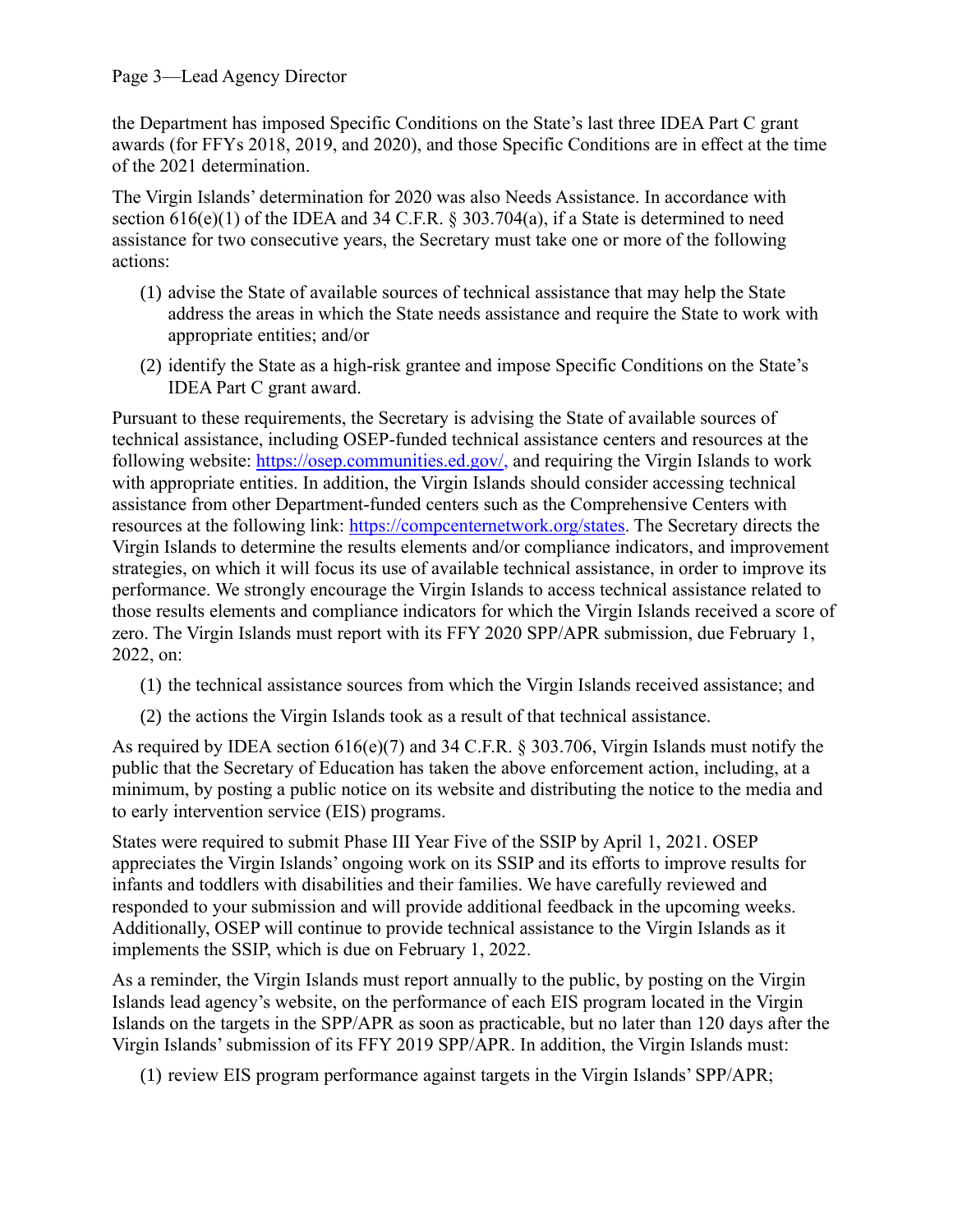the Department has imposed Specific Conditions on the State's last three IDEA Part C grant awards (for FFYs 2018, 2019, and 2020), and those Specific Conditions are in effect at the time of the 2021 determination.

The Virgin Islands' determination for 2020 was also Needs Assistance. In accordance with section 616(e)(1) of the IDEA and 34 C.F.R. § 303.704(a), if a State is determined to need assistance for two consecutive years, the Secretary must take one or more of the following actions:

(1) advise the State of available sources of technical assistance that may help the State address the areas in which the State needs assistance and require the State to work with appropriate entities; and/or

(2) identify the State as a high-risk grantee and impose Specific Conditions on the State's IDEA Part C grant award.

Pursuant to these requirements, the Secretary is advising the State of available sources of technical assistance, including OSEP-funded technical assistance centers and resources at the following website: https://osep.communities.ed.gov/, and requiring the Virgin Islands to work with appropriate entities. In addition, the Virgin Islands should consider accessing technical assistance from other Department-funded centers such as the Comprehensive Centers with resources at the following link: https://compcenternetwork.org/states. The Secretary directs the Virgin Islands to determine the results elements and/or compliance indicators, and improvement strategies, on which it will focus its use of available technical assistance, in order to improve its performance. We strongly encourage the Virgin Islands to access technical assistance related to those results elements and compliance indicators for which the Virgin Islands received a score of zero. The Virgin Islands must report with its FFY 2020 SPP/APR submission, due February 1, 2022, on:

(1) the technical assistance sources from which the Virgin Islands received assistance; and

(2) the actions the Virgin Islands took as a result of that technical assistance.

As required by IDEA section 616(e)(7) and 34 C.F.R. § 303.706, Virgin Islands must notify the public that the Secretary of Education has taken the above enforcement action, including, at a minimum, by posting a public notice on its website and distributing the notice to the media and to early intervention service (EIS) programs.

States were required to submit Phase III Year Five of the SSIP by April 1, 2021. OSEP appreciates the Virgin Islands' ongoing work on its SSIP and its efforts to improve results for infants and toddlers with disabilities and their families. We have carefully reviewed and responded to your submission and will provide additional feedback in the upcoming weeks. Additionally, OSEP will continue to provide technical assistance to the Virgin Islands as it implements the SSIP, which is due on February 1, 2022.

As a reminder, the Virgin Islands must report annually to the public, by posting on the Virgin Islands lead agency's website, on the performance of each EIS program located in the Virgin Islands on the targets in the SPP/APR as soon as practicable, but no later than 120 days after the Virgin Islands' submission of its FFY 2019 SPP/APR. In addition, the Virgin Islands must:

(1) review EIS program performance against targets in the Virgin Islands' SPP/APR;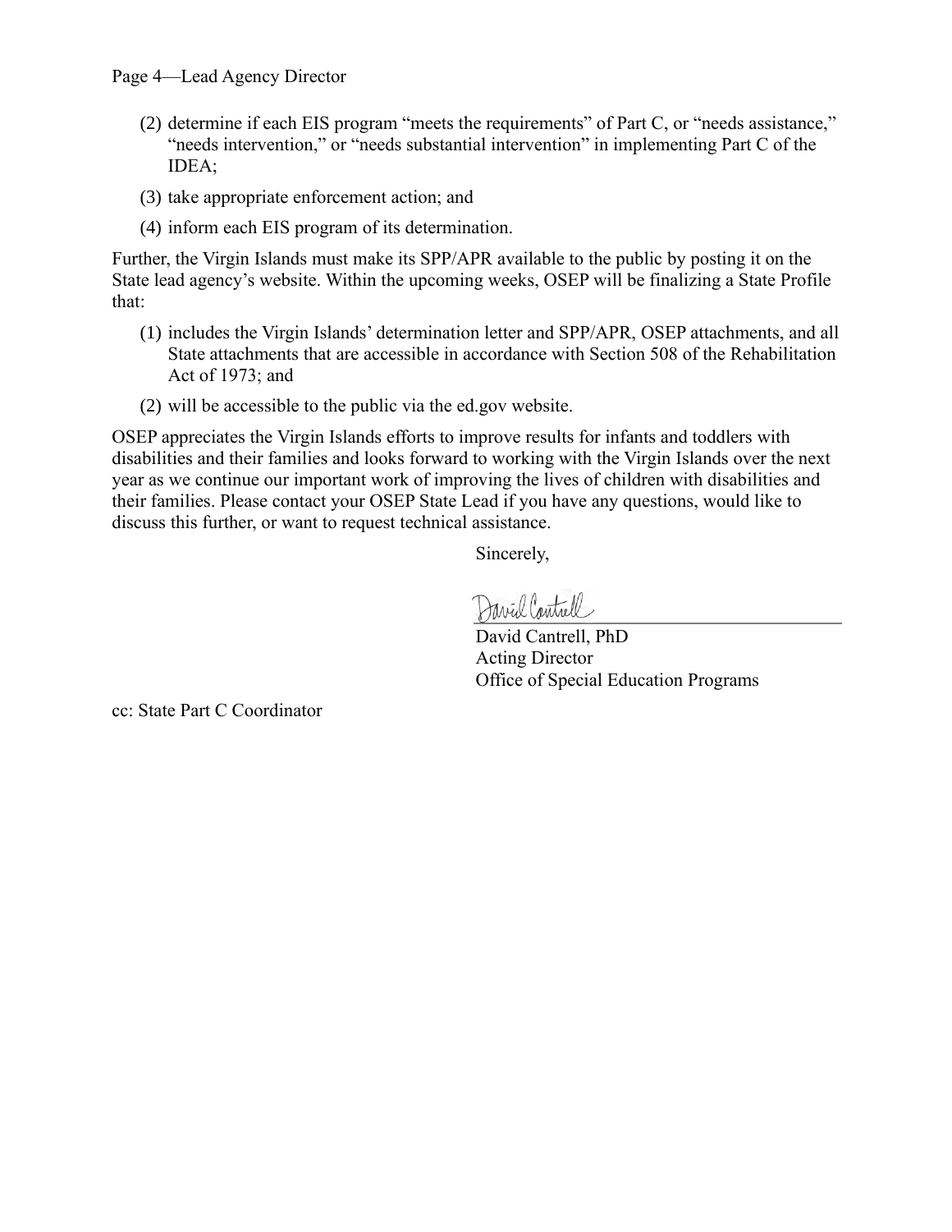(2) determine if each EIS program "meets the requirements" of Part C, or "needs assistance," "needs intervention," or "needs substantial intervention" in implementing Part C of the IDEA;

(3) take appropriate enforcement action; and

(4) inform each EIS program of its determination.

Further, the Virgin Islands must make its SPP/APR available to the public by posting it on the State lead agency's website. Within the upcoming weeks, OSEP will be finalizing a State Profile that:

(1) includes the Virgin Islands' determination letter and SPP/APR, OSEP attachments, and all State attachments that are accessible in accordance with Section 508 of the Rehabilitation Act of 1973; and

(2) will be accessible to the public via the ed.gov website.

OSEP appreciates the Virgin Islands efforts to improve results for infants and toddlers with disabilities and their families and looks forward to working with the Virgin Islands over the next year as we continue our important work of improving the lives of children with disabilities and their families. Please contact your OSEP State Lead if you have any questions, would like to discuss this further, or want to request technical assistance.

Sincerely,

David Cantrell

David Cantrell, PhD
Acting Director
Office of Special Education Programs

cc: State Part C Coordinator